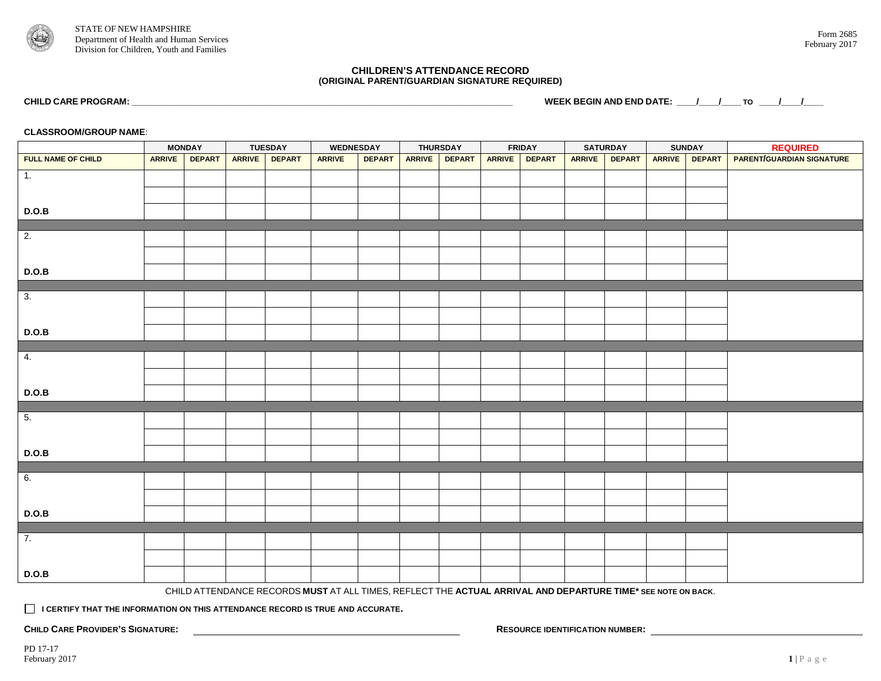STATE OF NEW HAMPSHIRE
Department of Health and Human Services
Division for Children, Youth and Families

Form 2685
February 2017

## CHILDREN'S ATTENDANCE RECORD
**(ORIGINAL PARENT/GUARDIAN SIGNATURE REQUIRED)**

**CHILD CARE PROGRAM:** ____________________ **WEEK BEGIN AND END DATE:** ____/____/____ TO ____/____/____

**CLASSROOM/GROUP NAME**:

| | MONDAY | | TUESDAY | | WEDNESDAY | | THURSDAY | | FRIDAY | | SATURDAY | | SUNDAY | | REQUIRED |
|---|---|---|---|---|---|---|---|---|---|---|---|---|---|---|---|
| **FULL NAME OF CHILD** | **ARRIVE** | **DEPART** | **ARRIVE** | **DEPART** | **ARRIVE** | **DEPART** | **ARRIVE** | **DEPART** | **ARRIVE** | **DEPART** | **ARRIVE** | **DEPART** | **ARRIVE** | **DEPART** | **PARENT/GUARDIAN SIGNATURE** |
| 1. | | | | | | | | | | | | | | | |
| | | | | | | | | | | | | | | | |
| **D.O.B** | | | | | | | | | | | | | | | |
| 2. | | | | | | | | | | | | | | | |
| | | | | | | | | | | | | | | | |
| **D.O.B** | | | | | | | | | | | | | | | |
| 3. | | | | | | | | | | | | | | | |
| | | | | | | | | | | | | | | | |
| **D.O.B** | | | | | | | | | | | | | | | |
| 4. | | | | | | | | | | | | | | | |
| | | | | | | | | | | | | | | | |
| **D.O.B** | | | | | | | | | | | | | | | |
| 5. | | | | | | | | | | | | | | | |
| | | | | | | | | | | | | | | | |
| **D.O.B** | | | | | | | | | | | | | | | |
| 6. | | | | | | | | | | | | | | | |
| | | | | | | | | | | | | | | | |
| **D.O.B** | | | | | | | | | | | | | | | |
| 7. | | | | | | | | | | | | | | | |
| | | | | | | | | | | | | | | | |
| **D.O.B** | | | | | | | | | | | | | | | |

CHILD ATTENDANCE RECORDS **MUST** AT ALL TIMES, REFLECT THE **ACTUAL ARRIVAL AND DEPARTURE TIME*** **SEE NOTE ON BACK**.

☐ **I CERTIFY THAT THE INFORMATION ON THIS ATTENDANCE RECORD IS TRUE AND ACCURATE.**

**CHILD CARE PROVIDER'S SIGNATURE:** ____________________ **RESOURCE IDENTIFICATION NUMBER:** ____________________

PD 17-17
February 2017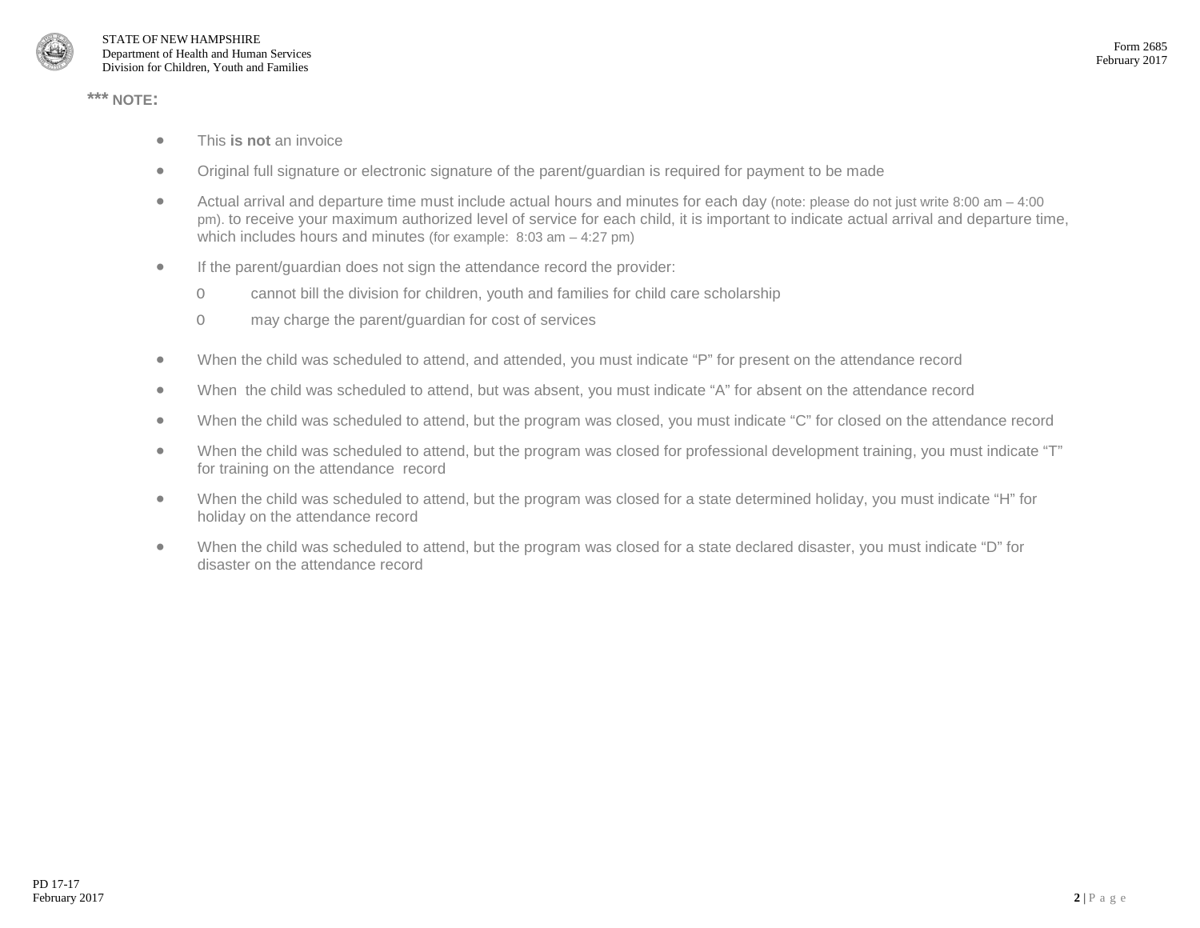*** **NOTE:**

- This **is not** an invoice
- Original full signature or electronic signature of the parent/guardian is required for payment to be made
- Actual arrival and departure time must include actual hours and minutes for each day (note: please do not just write 8:00 am – 4:00 pm). to receive your maximum authorized level of service for each child, it is important to indicate actual arrival and departure time, which includes hours and minutes (for example: 8:03 am – 4:27 pm)
- If the parent/guardian does not sign the attendance record the provider:
  - cannot bill the division for children, youth and families for child care scholarship
  - may charge the parent/guardian for cost of services
- When the child was scheduled to attend, and attended, you must indicate "P" for present on the attendance record
- When the child was scheduled to attend, but was absent, you must indicate "A" for absent on the attendance record
- When the child was scheduled to attend, but the program was closed, you must indicate "C" for closed on the attendance record
- When the child was scheduled to attend, but the program was closed for professional development training, you must indicate "T" for training on the attendance record
- When the child was scheduled to attend, but the program was closed for a state determined holiday, you must indicate "H" for holiday on the attendance record
- When the child was scheduled to attend, but the program was closed for a state declared disaster, you must indicate "D" for disaster on the attendance record